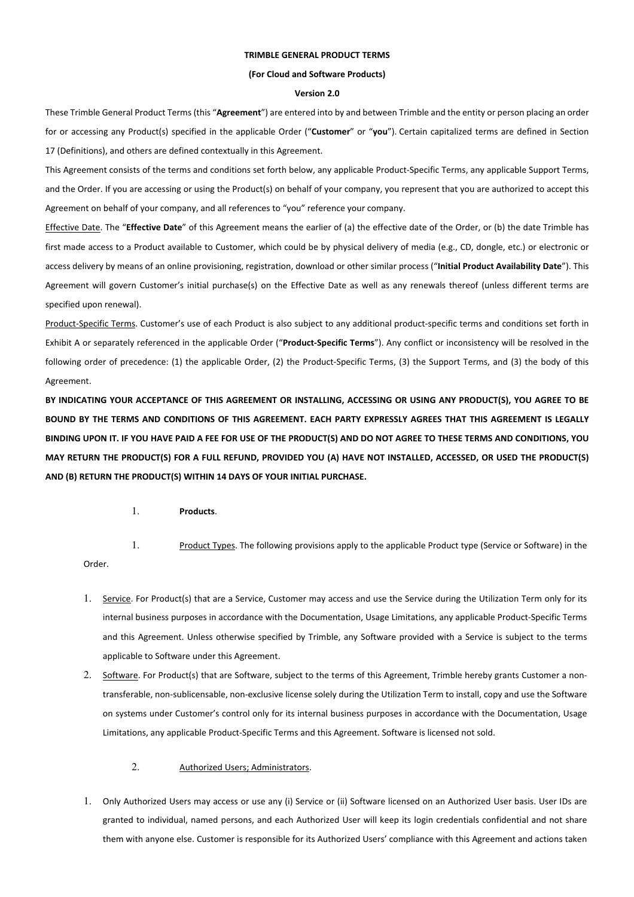**TRIMBLE GENERAL PRODUCT TERMS**

**(For Cloud and Software Products)**

**Version 2.0**

These Trimble General Product Terms (this "**Agreement**") are entered into by and between Trimble and the entity or person placing an order for or accessing any Product(s) specified in the applicable Order ("**Customer**" or "**you**"). Certain capitalized terms are defined in Section 17 (Definitions), and others are defined contextually in this Agreement.

This Agreement consists of the terms and conditions set forth below, any applicable Product-Specific Terms, any applicable Support Terms, and the Order. If you are accessing or using the Product(s) on behalf of your company, you represent that you are authorized to accept this Agreement on behalf of your company, and all references to "you" reference your company.

Effective Date. The "**Effective Date**" of this Agreement means the earlier of (a) the effective date of the Order, or (b) the date Trimble has first made access to a Product available to Customer, which could be by physical delivery of media (e.g., CD, dongle, etc.) or electronic or access delivery by means of an online provisioning, registration, download or other similar process ("**Initial Product Availability Date**"). This Agreement will govern Customer's initial purchase(s) on the Effective Date as well as any renewals thereof (unless different terms are specified upon renewal).

Product-Specific Terms. Customer's use of each Product is also subject to any additional product-specific terms and conditions set forth in Exhibit A or separately referenced in the applicable Order ("**Product-Specific Terms**"). Any conflict or inconsistency will be resolved in the following order of precedence: (1) the applicable Order, (2) the Product-Specific Terms, (3) the Support Terms, and (3) the body of this Agreement.

**BY INDICATING YOUR ACCEPTANCE OF THIS AGREEMENT OR INSTALLING, ACCESSING OR USING ANY PRODUCT(S), YOU AGREE TO BE BOUND BY THE TERMS AND CONDITIONS OF THIS AGREEMENT. EACH PARTY EXPRESSLY AGREES THAT THIS AGREEMENT IS LEGALLY BINDING UPON IT. IF YOU HAVE PAID A FEE FOR USE OF THE PRODUCT(S) AND DO NOT AGREE TO THESE TERMS AND CONDITIONS, YOU MAY RETURN THE PRODUCT(S) FOR A FULL REFUND, PROVIDED YOU (A) HAVE NOT INSTALLED, ACCESSED, OR USED THE PRODUCT(S) AND (B) RETURN THE PRODUCT(S) WITHIN 14 DAYS OF YOUR INITIAL PURCHASE.**

1. **Products**.

1. Product Types. The following provisions apply to the applicable Product type (Service or Software) in the Order.

1. Service. For Product(s) that are a Service, Customer may access and use the Service during the Utilization Term only for its internal business purposes in accordance with the Documentation, Usage Limitations, any applicable Product-Specific Terms and this Agreement. Unless otherwise specified by Trimble, any Software provided with a Service is subject to the terms applicable to Software under this Agreement.
2. Software. For Product(s) that are Software, subject to the terms of this Agreement, Trimble hereby grants Customer a non-transferable, non-sublicensable, non-exclusive license solely during the Utilization Term to install, copy and use the Software on systems under Customer's control only for its internal business purposes in accordance with the Documentation, Usage Limitations, any applicable Product-Specific Terms and this Agreement. Software is licensed not sold.

2. Authorized Users; Administrators.

1. Only Authorized Users may access or use any (i) Service or (ii) Software licensed on an Authorized User basis. User IDs are granted to individual, named persons, and each Authorized User will keep its login credentials confidential and not share them with anyone else. Customer is responsible for its Authorized Users' compliance with this Agreement and actions taken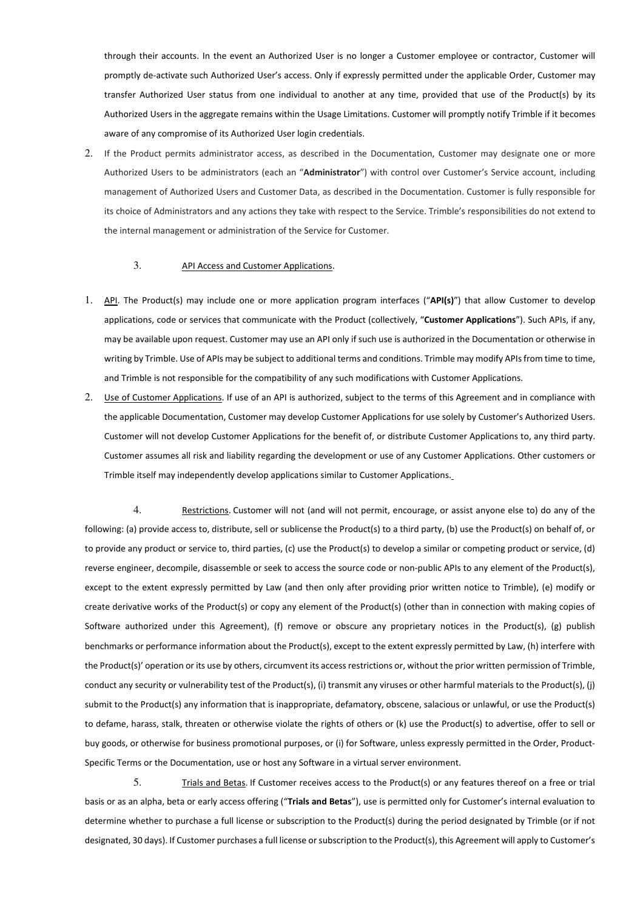through their accounts. In the event an Authorized User is no longer a Customer employee or contractor, Customer will promptly de-activate such Authorized User's access. Only if expressly permitted under the applicable Order, Customer may transfer Authorized User status from one individual to another at any time, provided that use of the Product(s) by its Authorized Users in the aggregate remains within the Usage Limitations. Customer will promptly notify Trimble if it becomes aware of any compromise of its Authorized User login credentials.

2. If the Product permits administrator access, as described in the Documentation, Customer may designate one or more Authorized Users to be administrators (each an "**Administrator**") with control over Customer's Service account, including management of Authorized Users and Customer Data, as described in the Documentation. Customer is fully responsible for its choice of Administrators and any actions they take with respect to the Service. Trimble's responsibilities do not extend to the internal management or administration of the Service for Customer.

3. API Access and Customer Applications.

1. API. The Product(s) may include one or more application program interfaces ("**API(s)**") that allow Customer to develop applications, code or services that communicate with the Product (collectively, "**Customer Applications**"). Such APIs, if any, may be available upon request. Customer may use an API only if such use is authorized in the Documentation or otherwise in writing by Trimble. Use of APIs may be subject to additional terms and conditions. Trimble may modify APIs from time to time, and Trimble is not responsible for the compatibility of any such modifications with Customer Applications.

2. Use of Customer Applications. If use of an API is authorized, subject to the terms of this Agreement and in compliance with the applicable Documentation, Customer may develop Customer Applications for use solely by Customer's Authorized Users. Customer will not develop Customer Applications for the benefit of, or distribute Customer Applications to, any third party. Customer assumes all risk and liability regarding the development or use of any Customer Applications. Other customers or Trimble itself may independently develop applications similar to Customer Applications.

4. Restrictions. Customer will not (and will not permit, encourage, or assist anyone else to) do any of the following: (a) provide access to, distribute, sell or sublicense the Product(s) to a third party, (b) use the Product(s) on behalf of, or to provide any product or service to, third parties, (c) use the Product(s) to develop a similar or competing product or service, (d) reverse engineer, decompile, disassemble or seek to access the source code or non-public APIs to any element of the Product(s), except to the extent expressly permitted by Law (and then only after providing prior written notice to Trimble), (e) modify or create derivative works of the Product(s) or copy any element of the Product(s) (other than in connection with making copies of Software authorized under this Agreement), (f) remove or obscure any proprietary notices in the Product(s), (g) publish benchmarks or performance information about the Product(s), except to the extent expressly permitted by Law, (h) interfere with the Product(s)' operation or its use by others, circumvent its access restrictions or, without the prior written permission of Trimble, conduct any security or vulnerability test of the Product(s), (i) transmit any viruses or other harmful materials to the Product(s), (j) submit to the Product(s) any information that is inappropriate, defamatory, obscene, salacious or unlawful, or use the Product(s) to defame, harass, stalk, threaten or otherwise violate the rights of others or (k) use the Product(s) to advertise, offer to sell or buy goods, or otherwise for business promotional purposes, or (i) for Software, unless expressly permitted in the Order, Product-Specific Terms or the Documentation, use or host any Software in a virtual server environment.

5. Trials and Betas. If Customer receives access to the Product(s) or any features thereof on a free or trial basis or as an alpha, beta or early access offering ("**Trials and Betas**"), use is permitted only for Customer's internal evaluation to determine whether to purchase a full license or subscription to the Product(s) during the period designated by Trimble (or if not designated, 30 days). If Customer purchases a full license or subscription to the Product(s), this Agreement will apply to Customer's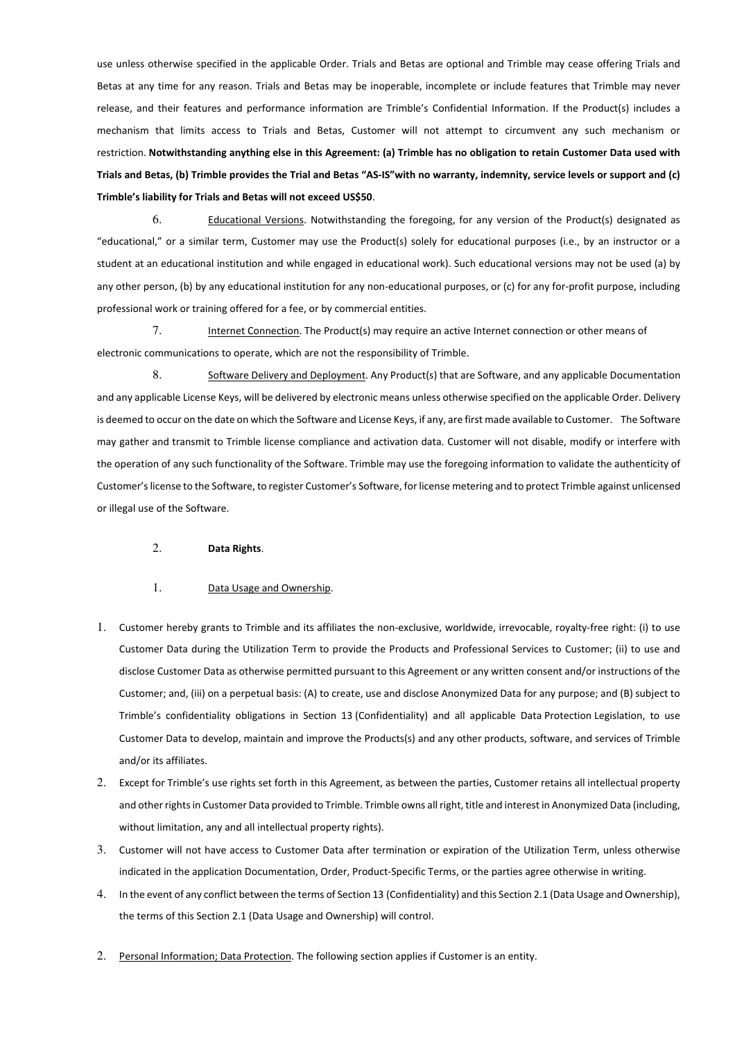use unless otherwise specified in the applicable Order. Trials and Betas are optional and Trimble may cease offering Trials and Betas at any time for any reason. Trials and Betas may be inoperable, incomplete or include features that Trimble may never release, and their features and performance information are Trimble's Confidential Information. If the Product(s) includes a mechanism that limits access to Trials and Betas, Customer will not attempt to circumvent any such mechanism or restriction. **Notwithstanding anything else in this Agreement: (a) Trimble has no obligation to retain Customer Data used with Trials and Betas, (b) Trimble provides the Trial and Betas "AS-IS"with no warranty, indemnity, service levels or support and (c) Trimble's liability for Trials and Betas will not exceed US$50**.

6. Educational Versions. Notwithstanding the foregoing, for any version of the Product(s) designated as "educational," or a similar term, Customer may use the Product(s) solely for educational purposes (i.e., by an instructor or a student at an educational institution and while engaged in educational work). Such educational versions may not be used (a) by any other person, (b) by any educational institution for any non-educational purposes, or (c) for any for-profit purpose, including professional work or training offered for a fee, or by commercial entities.

7. Internet Connection. The Product(s) may require an active Internet connection or other means of electronic communications to operate, which are not the responsibility of Trimble.

8. Software Delivery and Deployment. Any Product(s) that are Software, and any applicable Documentation and any applicable License Keys, will be delivered by electronic means unless otherwise specified on the applicable Order. Delivery is deemed to occur on the date on which the Software and License Keys, if any, are first made available to Customer. The Software may gather and transmit to Trimble license compliance and activation data. Customer will not disable, modify or interfere with the operation of any such functionality of the Software. Trimble may use the foregoing information to validate the authenticity of Customer's license to the Software, to register Customer's Software, for license metering and to protect Trimble against unlicensed or illegal use of the Software.

2. **Data Rights**.

1. Data Usage and Ownership.

1. Customer hereby grants to Trimble and its affiliates the non-exclusive, worldwide, irrevocable, royalty-free right: (i) to use Customer Data during the Utilization Term to provide the Products and Professional Services to Customer; (ii) to use and disclose Customer Data as otherwise permitted pursuant to this Agreement or any written consent and/or instructions of the Customer; and, (iii) on a perpetual basis: (A) to create, use and disclose Anonymized Data for any purpose; and (B) subject to Trimble's confidentiality obligations in Section 13 (Confidentiality) and all applicable Data Protection Legislation, to use Customer Data to develop, maintain and improve the Products(s) and any other products, software, and services of Trimble and/or its affiliates.
2. Except for Trimble's use rights set forth in this Agreement, as between the parties, Customer retains all intellectual property and other rights in Customer Data provided to Trimble. Trimble owns all right, title and interest in Anonymized Data (including, without limitation, any and all intellectual property rights).
3. Customer will not have access to Customer Data after termination or expiration of the Utilization Term, unless otherwise indicated in the application Documentation, Order, Product-Specific Terms, or the parties agree otherwise in writing.
4. In the event of any conflict between the terms of Section 13 (Confidentiality) and this Section 2.1 (Data Usage and Ownership), the terms of this Section 2.1 (Data Usage and Ownership) will control.

2. Personal Information; Data Protection. The following section applies if Customer is an entity.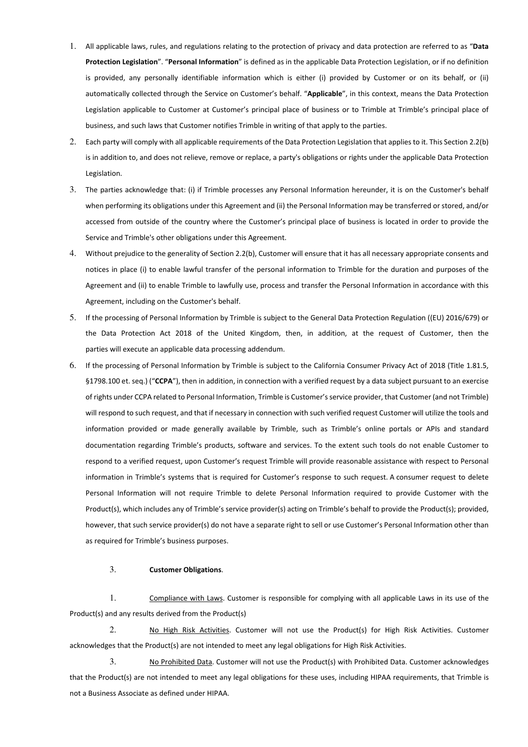1. All applicable laws, rules, and regulations relating to the protection of privacy and data protection are referred to as "**Data Protection Legislation**". "**Personal Information**" is defined as in the applicable Data Protection Legislation, or if no definition is provided, any personally identifiable information which is either (i) provided by Customer or on its behalf, or (ii) automatically collected through the Service on Customer's behalf. "**Applicable**", in this context, means the Data Protection Legislation applicable to Customer at Customer's principal place of business or to Trimble at Trimble's principal place of business, and such laws that Customer notifies Trimble in writing of that apply to the parties.
2. Each party will comply with all applicable requirements of the Data Protection Legislation that applies to it. This Section 2.2(b) is in addition to, and does not relieve, remove or replace, a party's obligations or rights under the applicable Data Protection Legislation.
3. The parties acknowledge that: (i) if Trimble processes any Personal Information hereunder, it is on the Customer's behalf when performing its obligations under this Agreement and (ii) the Personal Information may be transferred or stored, and/or accessed from outside of the country where the Customer's principal place of business is located in order to provide the Service and Trimble's other obligations under this Agreement.
4. Without prejudice to the generality of Section 2.2(b), Customer will ensure that it has all necessary appropriate consents and notices in place (i) to enable lawful transfer of the personal information to Trimble for the duration and purposes of the Agreement and (ii) to enable Trimble to lawfully use, process and transfer the Personal Information in accordance with this Agreement, including on the Customer's behalf.
5. If the processing of Personal Information by Trimble is subject to the General Data Protection Regulation ((EU) 2016/679) or the Data Protection Act 2018 of the United Kingdom, then, in addition, at the request of Customer, then the parties will execute an applicable data processing addendum.
6. If the processing of Personal Information by Trimble is subject to the California Consumer Privacy Act of 2018 (Title 1.81.5, §1798.100 et. seq.) ("**CCPA**"), then in addition, in connection with a verified request by a data subject pursuant to an exercise of rights under CCPA related to Personal Information, Trimble is Customer's service provider, that Customer (and not Trimble) will respond to such request, and that if necessary in connection with such verified request Customer will utilize the tools and information provided or made generally available by Trimble, such as Trimble's online portals or APIs and standard documentation regarding Trimble's products, software and services. To the extent such tools do not enable Customer to respond to a verified request, upon Customer's request Trimble will provide reasonable assistance with respect to Personal information in Trimble's systems that is required for Customer's response to such request. A consumer request to delete Personal Information will not require Trimble to delete Personal Information required to provide Customer with the Product(s), which includes any of Trimble's service provider(s) acting on Trimble's behalf to provide the Product(s); provided, however, that such service provider(s) do not have a separate right to sell or use Customer's Personal Information other than as required for Trimble's business purposes.

3. **Customer Obligations**.

1. Compliance with Laws. Customer is responsible for complying with all applicable Laws in its use of the Product(s) and any results derived from the Product(s)

2. No High Risk Activities. Customer will not use the Product(s) for High Risk Activities. Customer acknowledges that the Product(s) are not intended to meet any legal obligations for High Risk Activities.

3. No Prohibited Data. Customer will not use the Product(s) with Prohibited Data. Customer acknowledges that the Product(s) are not intended to meet any legal obligations for these uses, including HIPAA requirements, that Trimble is not a Business Associate as defined under HIPAA.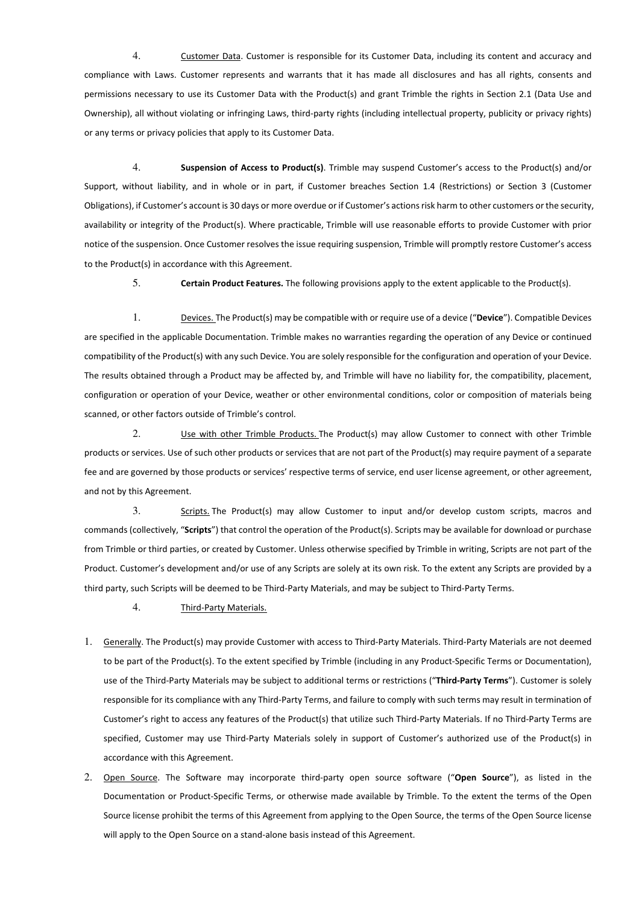4. Customer Data. Customer is responsible for its Customer Data, including its content and accuracy and compliance with Laws. Customer represents and warrants that it has made all disclosures and has all rights, consents and permissions necessary to use its Customer Data with the Product(s) and grant Trimble the rights in Section 2.1 (Data Use and Ownership), all without violating or infringing Laws, third-party rights (including intellectual property, publicity or privacy rights) or any terms or privacy policies that apply to its Customer Data.

4. **Suspension of Access to Product(s)**. Trimble may suspend Customer's access to the Product(s) and/or Support, without liability, and in whole or in part, if Customer breaches Section 1.4 (Restrictions) or Section 3 (Customer Obligations), if Customer's account is 30 days or more overdue or if Customer's actions risk harm to other customers or the security, availability or integrity of the Product(s). Where practicable, Trimble will use reasonable efforts to provide Customer with prior notice of the suspension. Once Customer resolves the issue requiring suspension, Trimble will promptly restore Customer's access to the Product(s) in accordance with this Agreement.

5. **Certain Product Features.** The following provisions apply to the extent applicable to the Product(s).

1. Devices. The Product(s) may be compatible with or require use of a device ("**Device**"). Compatible Devices are specified in the applicable Documentation. Trimble makes no warranties regarding the operation of any Device or continued compatibility of the Product(s) with any such Device. You are solely responsible for the configuration and operation of your Device. The results obtained through a Product may be affected by, and Trimble will have no liability for, the compatibility, placement, configuration or operation of your Device, weather or other environmental conditions, color or composition of materials being scanned, or other factors outside of Trimble's control.

2. Use with other Trimble Products. The Product(s) may allow Customer to connect with other Trimble products or services. Use of such other products or services that are not part of the Product(s) may require payment of a separate fee and are governed by those products or services' respective terms of service, end user license agreement, or other agreement, and not by this Agreement.

3. Scripts. The Product(s) may allow Customer to input and/or develop custom scripts, macros and commands (collectively, "**Scripts**") that control the operation of the Product(s). Scripts may be available for download or purchase from Trimble or third parties, or created by Customer. Unless otherwise specified by Trimble in writing, Scripts are not part of the Product. Customer's development and/or use of any Scripts are solely at its own risk. To the extent any Scripts are provided by a third party, such Scripts will be deemed to be Third-Party Materials, and may be subject to Third-Party Terms.

4. Third-Party Materials.

1. Generally. The Product(s) may provide Customer with access to Third-Party Materials. Third-Party Materials are not deemed to be part of the Product(s). To the extent specified by Trimble (including in any Product-Specific Terms or Documentation), use of the Third-Party Materials may be subject to additional terms or restrictions ("**Third-Party Terms**"). Customer is solely responsible for its compliance with any Third-Party Terms, and failure to comply with such terms may result in termination of Customer's right to access any features of the Product(s) that utilize such Third-Party Materials. If no Third-Party Terms are specified, Customer may use Third-Party Materials solely in support of Customer's authorized use of the Product(s) in accordance with this Agreement.

2. Open Source. The Software may incorporate third-party open source software ("**Open Source**"), as listed in the Documentation or Product-Specific Terms, or otherwise made available by Trimble. To the extent the terms of the Open Source license prohibit the terms of this Agreement from applying to the Open Source, the terms of the Open Source license will apply to the Open Source on a stand-alone basis instead of this Agreement.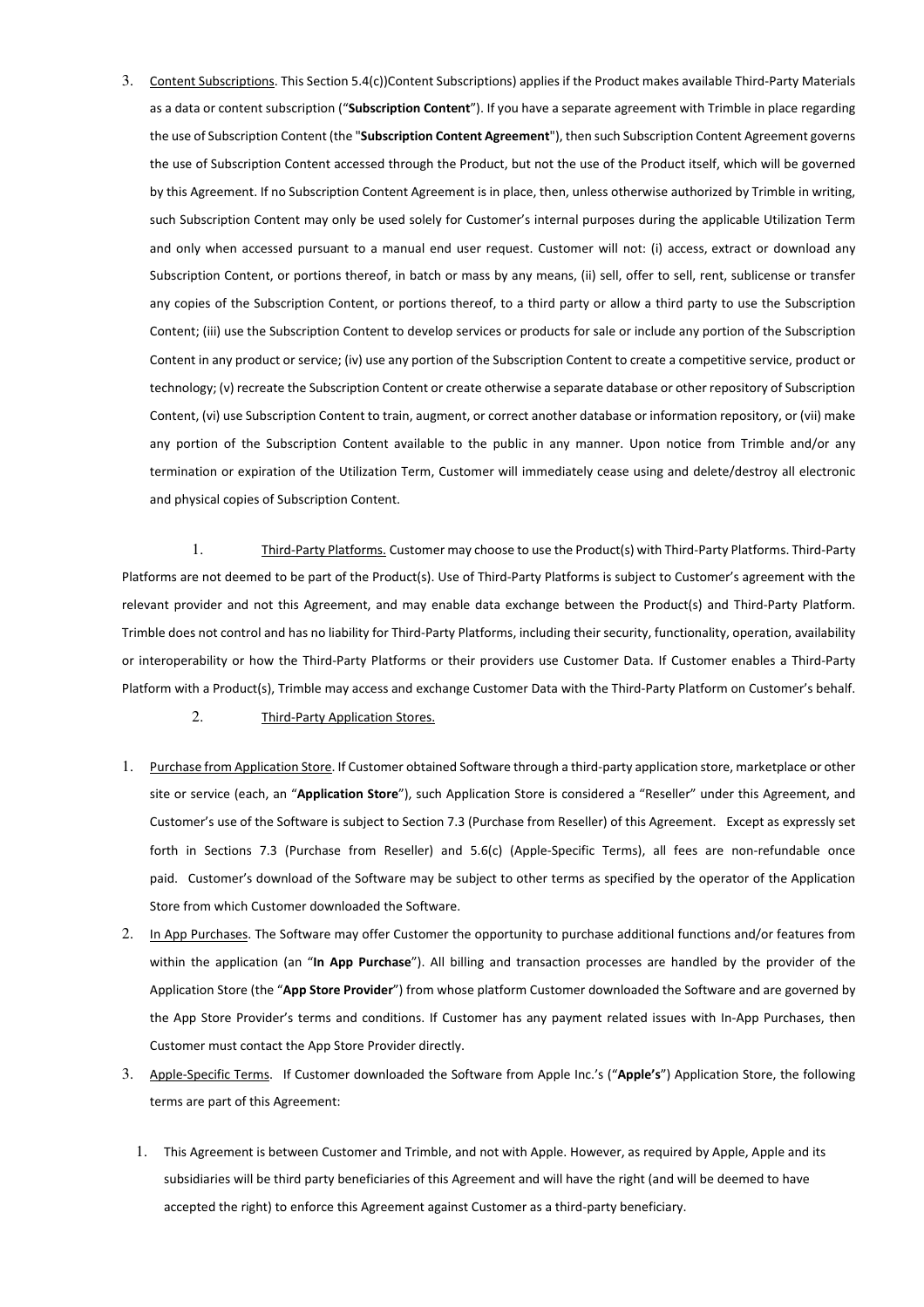3. Content Subscriptions. This Section 5.4(c))Content Subscriptions) applies if the Product makes available Third-Party Materials as a data or content subscription ("**Subscription Content**"). If you have a separate agreement with Trimble in place regarding the use of Subscription Content (the "**Subscription Content Agreement**"), then such Subscription Content Agreement governs the use of Subscription Content accessed through the Product, but not the use of the Product itself, which will be governed by this Agreement. If no Subscription Content Agreement is in place, then, unless otherwise authorized by Trimble in writing, such Subscription Content may only be used solely for Customer's internal purposes during the applicable Utilization Term and only when accessed pursuant to a manual end user request. Customer will not: (i) access, extract or download any Subscription Content, or portions thereof, in batch or mass by any means, (ii) sell, offer to sell, rent, sublicense or transfer any copies of the Subscription Content, or portions thereof, to a third party or allow a third party to use the Subscription Content; (iii) use the Subscription Content to develop services or products for sale or include any portion of the Subscription Content in any product or service; (iv) use any portion of the Subscription Content to create a competitive service, product or technology; (v) recreate the Subscription Content or create otherwise a separate database or other repository of Subscription Content, (vi) use Subscription Content to train, augment, or correct another database or information repository, or (vii) make any portion of the Subscription Content available to the public in any manner. Upon notice from Trimble and/or any termination or expiration of the Utilization Term, Customer will immediately cease using and delete/destroy all electronic and physical copies of Subscription Content.

1. Third-Party Platforms. Customer may choose to use the Product(s) with Third-Party Platforms. Third-Party Platforms are not deemed to be part of the Product(s). Use of Third-Party Platforms is subject to Customer's agreement with the relevant provider and not this Agreement, and may enable data exchange between the Product(s) and Third-Party Platform. Trimble does not control and has no liability for Third-Party Platforms, including their security, functionality, operation, availability or interoperability or how the Third-Party Platforms or their providers use Customer Data. If Customer enables a Third-Party Platform with a Product(s), Trimble may access and exchange Customer Data with the Third-Party Platform on Customer's behalf.

2. Third-Party Application Stores.

1. Purchase from Application Store. If Customer obtained Software through a third-party application store, marketplace or other site or service (each, an "**Application Store**"), such Application Store is considered a "Reseller" under this Agreement, and Customer's use of the Software is subject to Section 7.3 (Purchase from Reseller) of this Agreement. Except as expressly set forth in Sections 7.3 (Purchase from Reseller) and 5.6(c) (Apple-Specific Terms), all fees are non-refundable once paid. Customer's download of the Software may be subject to other terms as specified by the operator of the Application Store from which Customer downloaded the Software.
2. In App Purchases. The Software may offer Customer the opportunity to purchase additional functions and/or features from within the application (an "**In App Purchase**"). All billing and transaction processes are handled by the provider of the Application Store (the "**App Store Provider**") from whose platform Customer downloaded the Software and are governed by the App Store Provider's terms and conditions. If Customer has any payment related issues with In-App Purchases, then Customer must contact the App Store Provider directly.
3. Apple-Specific Terms. If Customer downloaded the Software from Apple Inc.'s ("**Apple's**") Application Store, the following terms are part of this Agreement:
   1. This Agreement is between Customer and Trimble, and not with Apple. However, as required by Apple, Apple and its subsidiaries will be third party beneficiaries of this Agreement and will have the right (and will be deemed to have accepted the right) to enforce this Agreement against Customer as a third-party beneficiary.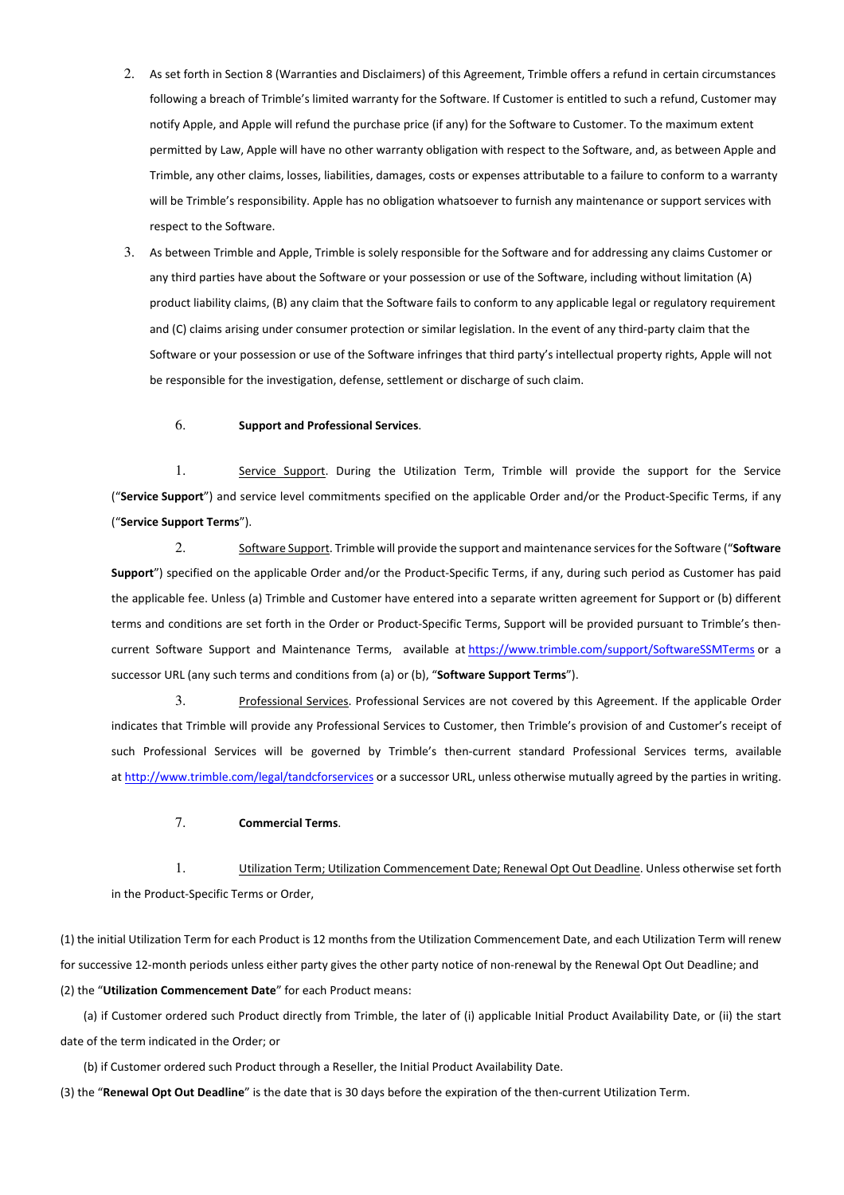2. As set forth in Section 8 (Warranties and Disclaimers) of this Agreement, Trimble offers a refund in certain circumstances following a breach of Trimble's limited warranty for the Software. If Customer is entitled to such a refund, Customer may notify Apple, and Apple will refund the purchase price (if any) for the Software to Customer. To the maximum extent permitted by Law, Apple will have no other warranty obligation with respect to the Software, and, as between Apple and Trimble, any other claims, losses, liabilities, damages, costs or expenses attributable to a failure to conform to a warranty will be Trimble's responsibility. Apple has no obligation whatsoever to furnish any maintenance or support services with respect to the Software.

3. As between Trimble and Apple, Trimble is solely responsible for the Software and for addressing any claims Customer or any third parties have about the Software or your possession or use of the Software, including without limitation (A) product liability claims, (B) any claim that the Software fails to conform to any applicable legal or regulatory requirement and (C) claims arising under consumer protection or similar legislation. In the event of any third-party claim that the Software or your possession or use of the Software infringes that third party's intellectual property rights, Apple will not be responsible for the investigation, defense, settlement or discharge of such claim.

6. **Support and Professional Services**.

1. Service Support. During the Utilization Term, Trimble will provide the support for the Service ("**Service Support**") and service level commitments specified on the applicable Order and/or the Product-Specific Terms, if any ("**Service Support Terms**").

2. Software Support. Trimble will provide the support and maintenance services for the Software ("**Software Support**") specified on the applicable Order and/or the Product-Specific Terms, if any, during such period as Customer has paid the applicable fee. Unless (a) Trimble and Customer have entered into a separate written agreement for Support or (b) different terms and conditions are set forth in the Order or Product-Specific Terms, Support will be provided pursuant to Trimble's then-current Software Support and Maintenance Terms, available at https://www.trimble.com/support/SoftwareSSMTerms or a successor URL (any such terms and conditions from (a) or (b), "**Software Support Terms**").

3. Professional Services. Professional Services are not covered by this Agreement. If the applicable Order indicates that Trimble will provide any Professional Services to Customer, then Trimble's provision of and Customer's receipt of such Professional Services will be governed by Trimble's then-current standard Professional Services terms, available at http://www.trimble.com/legal/tandcforservices or a successor URL, unless otherwise mutually agreed by the parties in writing.

7. **Commercial Terms**.

1. Utilization Term; Utilization Commencement Date; Renewal Opt Out Deadline. Unless otherwise set forth in the Product-Specific Terms or Order,

(1) the initial Utilization Term for each Product is 12 months from the Utilization Commencement Date, and each Utilization Term will renew for successive 12-month periods unless either party gives the other party notice of non-renewal by the Renewal Opt Out Deadline; and

(2) the "**Utilization Commencement Date**" for each Product means:

(a) if Customer ordered such Product directly from Trimble, the later of (i) applicable Initial Product Availability Date, or (ii) the start date of the term indicated in the Order; or

(b) if Customer ordered such Product through a Reseller, the Initial Product Availability Date.

(3) the "**Renewal Opt Out Deadline**" is the date that is 30 days before the expiration of the then-current Utilization Term.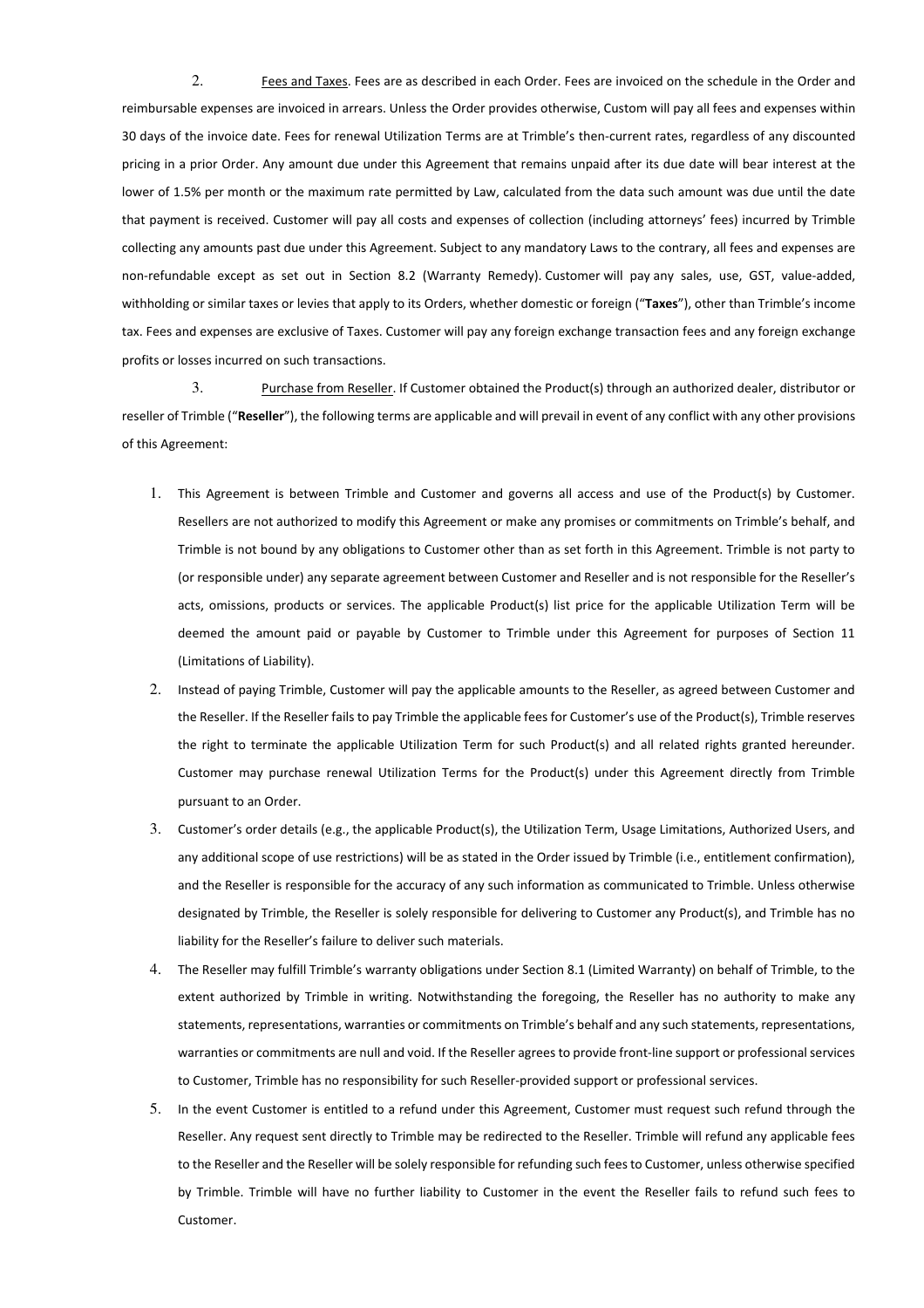2. Fees and Taxes. Fees are as described in each Order. Fees are invoiced on the schedule in the Order and reimbursable expenses are invoiced in arrears. Unless the Order provides otherwise, Custom will pay all fees and expenses within 30 days of the invoice date. Fees for renewal Utilization Terms are at Trimble's then-current rates, regardless of any discounted pricing in a prior Order. Any amount due under this Agreement that remains unpaid after its due date will bear interest at the lower of 1.5% per month or the maximum rate permitted by Law, calculated from the data such amount was due until the date that payment is received. Customer will pay all costs and expenses of collection (including attorneys' fees) incurred by Trimble collecting any amounts past due under this Agreement. Subject to any mandatory Laws to the contrary, all fees and expenses are non-refundable except as set out in Section 8.2 (Warranty Remedy). Customer will pay any sales, use, GST, value-added, withholding or similar taxes or levies that apply to its Orders, whether domestic or foreign ("**Taxes**"), other than Trimble's income tax. Fees and expenses are exclusive of Taxes. Customer will pay any foreign exchange transaction fees and any foreign exchange profits or losses incurred on such transactions.

3. Purchase from Reseller. If Customer obtained the Product(s) through an authorized dealer, distributor or reseller of Trimble ("**Reseller**"), the following terms are applicable and will prevail in event of any conflict with any other provisions of this Agreement:

1. This Agreement is between Trimble and Customer and governs all access and use of the Product(s) by Customer. Resellers are not authorized to modify this Agreement or make any promises or commitments on Trimble's behalf, and Trimble is not bound by any obligations to Customer other than as set forth in this Agreement. Trimble is not party to (or responsible under) any separate agreement between Customer and Reseller and is not responsible for the Reseller's acts, omissions, products or services. The applicable Product(s) list price for the applicable Utilization Term will be deemed the amount paid or payable by Customer to Trimble under this Agreement for purposes of Section 11 (Limitations of Liability).
2. Instead of paying Trimble, Customer will pay the applicable amounts to the Reseller, as agreed between Customer and the Reseller. If the Reseller fails to pay Trimble the applicable fees for Customer's use of the Product(s), Trimble reserves the right to terminate the applicable Utilization Term for such Product(s) and all related rights granted hereunder. Customer may purchase renewal Utilization Terms for the Product(s) under this Agreement directly from Trimble pursuant to an Order.
3. Customer's order details (e.g., the applicable Product(s), the Utilization Term, Usage Limitations, Authorized Users, and any additional scope of use restrictions) will be as stated in the Order issued by Trimble (i.e., entitlement confirmation), and the Reseller is responsible for the accuracy of any such information as communicated to Trimble. Unless otherwise designated by Trimble, the Reseller is solely responsible for delivering to Customer any Product(s), and Trimble has no liability for the Reseller's failure to deliver such materials.
4. The Reseller may fulfill Trimble's warranty obligations under Section 8.1 (Limited Warranty) on behalf of Trimble, to the extent authorized by Trimble in writing. Notwithstanding the foregoing, the Reseller has no authority to make any statements, representations, warranties or commitments on Trimble's behalf and any such statements, representations, warranties or commitments are null and void. If the Reseller agrees to provide front-line support or professional services to Customer, Trimble has no responsibility for such Reseller-provided support or professional services.
5. In the event Customer is entitled to a refund under this Agreement, Customer must request such refund through the Reseller. Any request sent directly to Trimble may be redirected to the Reseller. Trimble will refund any applicable fees to the Reseller and the Reseller will be solely responsible for refunding such fees to Customer, unless otherwise specified by Trimble. Trimble will have no further liability to Customer in the event the Reseller fails to refund such fees to Customer.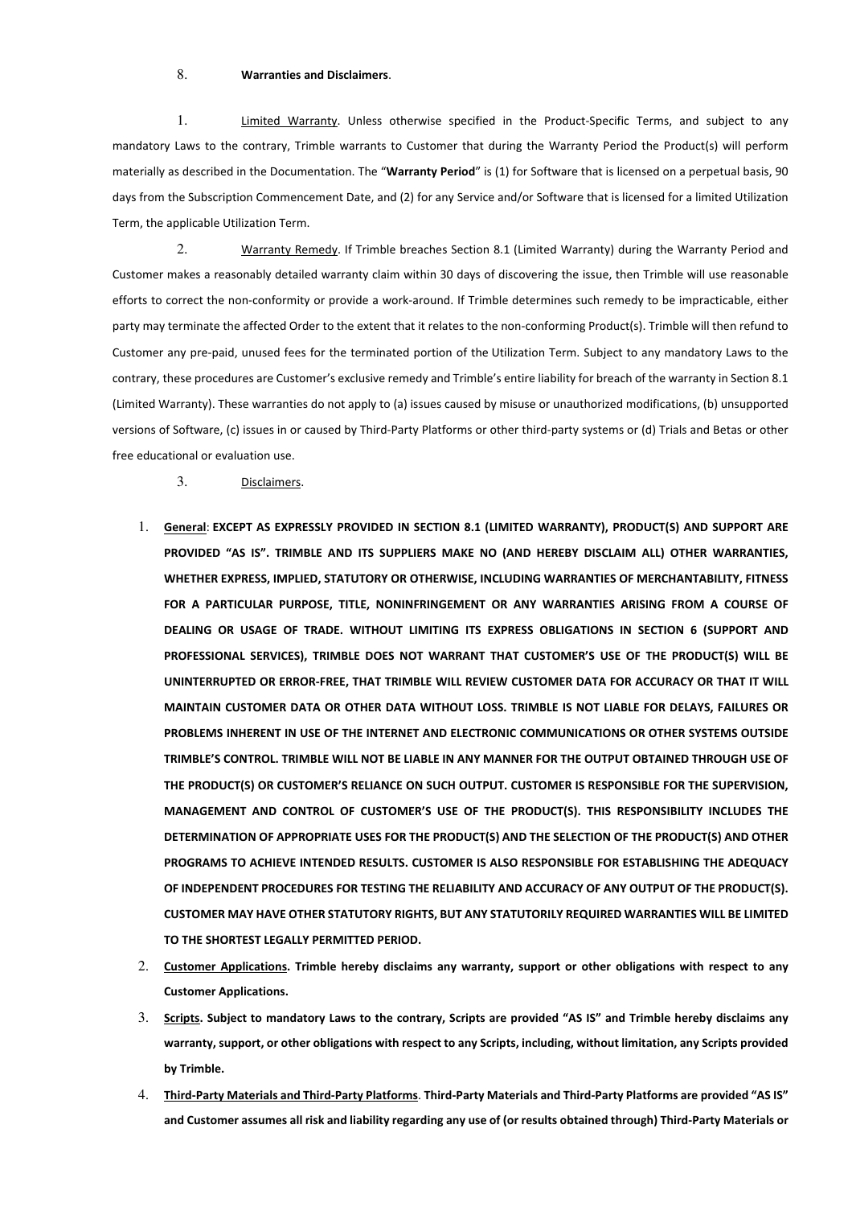8. **Warranties and Disclaimers**.

1. Limited Warranty. Unless otherwise specified in the Product-Specific Terms, and subject to any mandatory Laws to the contrary, Trimble warrants to Customer that during the Warranty Period the Product(s) will perform materially as described in the Documentation. The "**Warranty Period**" is (1) for Software that is licensed on a perpetual basis, 90 days from the Subscription Commencement Date, and (2) for any Service and/or Software that is licensed for a limited Utilization Term, the applicable Utilization Term.

2. Warranty Remedy. If Trimble breaches Section 8.1 (Limited Warranty) during the Warranty Period and Customer makes a reasonably detailed warranty claim within 30 days of discovering the issue, then Trimble will use reasonable efforts to correct the non-conformity or provide a work-around. If Trimble determines such remedy to be impracticable, either party may terminate the affected Order to the extent that it relates to the non-conforming Product(s). Trimble will then refund to Customer any pre-paid, unused fees for the terminated portion of the Utilization Term. Subject to any mandatory Laws to the contrary, these procedures are Customer's exclusive remedy and Trimble's entire liability for breach of the warranty in Section 8.1 (Limited Warranty). These warranties do not apply to (a) issues caused by misuse or unauthorized modifications, (b) unsupported versions of Software, (c) issues in or caused by Third-Party Platforms or other third-party systems or (d) Trials and Betas or other free educational or evaluation use.

3. Disclaimers.

1. **General: EXCEPT AS EXPRESSLY PROVIDED IN SECTION 8.1 (LIMITED WARRANTY), PRODUCT(S) AND SUPPORT ARE PROVIDED "AS IS". TRIMBLE AND ITS SUPPLIERS MAKE NO (AND HEREBY DISCLAIM ALL) OTHER WARRANTIES, WHETHER EXPRESS, IMPLIED, STATUTORY OR OTHERWISE, INCLUDING WARRANTIES OF MERCHANTABILITY, FITNESS FOR A PARTICULAR PURPOSE, TITLE, NONINFRINGEMENT OR ANY WARRANTIES ARISING FROM A COURSE OF DEALING OR USAGE OF TRADE. WITHOUT LIMITING ITS EXPRESS OBLIGATIONS IN SECTION 6 (SUPPORT AND PROFESSIONAL SERVICES), TRIMBLE DOES NOT WARRANT THAT CUSTOMER'S USE OF THE PRODUCT(S) WILL BE UNINTERRUPTED OR ERROR-FREE, THAT TRIMBLE WILL REVIEW CUSTOMER DATA FOR ACCURACY OR THAT IT WILL MAINTAIN CUSTOMER DATA OR OTHER DATA WITHOUT LOSS. TRIMBLE IS NOT LIABLE FOR DELAYS, FAILURES OR PROBLEMS INHERENT IN USE OF THE INTERNET AND ELECTRONIC COMMUNICATIONS OR OTHER SYSTEMS OUTSIDE TRIMBLE'S CONTROL. TRIMBLE WILL NOT BE LIABLE IN ANY MANNER FOR THE OUTPUT OBTAINED THROUGH USE OF THE PRODUCT(S) OR CUSTOMER'S RELIANCE ON SUCH OUTPUT. CUSTOMER IS RESPONSIBLE FOR THE SUPERVISION, MANAGEMENT AND CONTROL OF CUSTOMER'S USE OF THE PRODUCT(S). THIS RESPONSIBILITY INCLUDES THE DETERMINATION OF APPROPRIATE USES FOR THE PRODUCT(S) AND THE SELECTION OF THE PRODUCT(S) AND OTHER PROGRAMS TO ACHIEVE INTENDED RESULTS. CUSTOMER IS ALSO RESPONSIBLE FOR ESTABLISHING THE ADEQUACY OF INDEPENDENT PROCEDURES FOR TESTING THE RELIABILITY AND ACCURACY OF ANY OUTPUT OF THE PRODUCT(S). CUSTOMER MAY HAVE OTHER STATUTORY RIGHTS, BUT ANY STATUTORILY REQUIRED WARRANTIES WILL BE LIMITED TO THE SHORTEST LEGALLY PERMITTED PERIOD.**
2. **Customer Applications. Trimble hereby disclaims any warranty, support or other obligations with respect to any Customer Applications.**
3. **Scripts. Subject to mandatory Laws to the contrary, Scripts are provided "AS IS" and Trimble hereby disclaims any warranty, support, or other obligations with respect to any Scripts, including, without limitation, any Scripts provided by Trimble.**
4. **Third-Party Materials and Third-Party Platforms. Third-Party Materials and Third-Party Platforms are provided "AS IS" and Customer assumes all risk and liability regarding any use of (or results obtained through) Third-Party Materials or**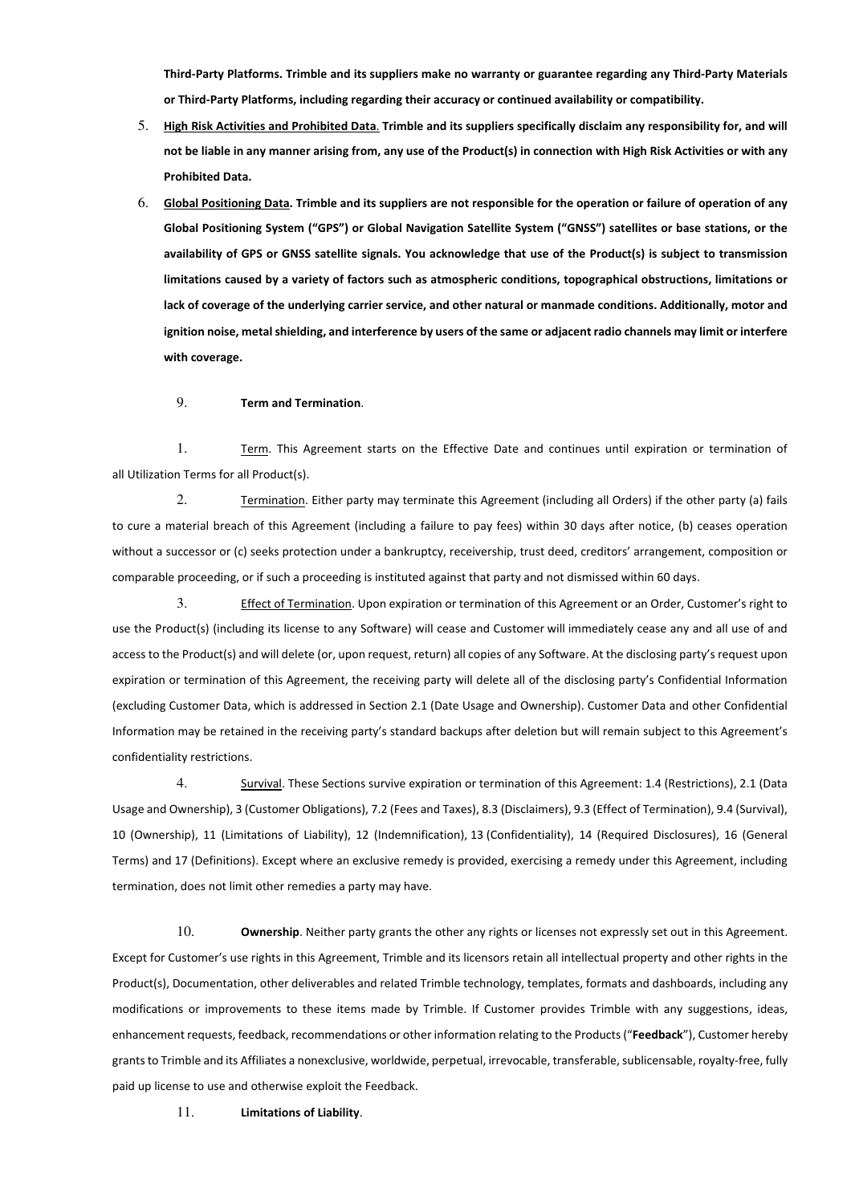**Third-Party Platforms. Trimble and its suppliers make no warranty or guarantee regarding any Third-Party Materials or Third-Party Platforms, including regarding their accuracy or continued availability or compatibility.**

5. **High Risk Activities and Prohibited Data. Trimble and its suppliers specifically disclaim any responsibility for, and will not be liable in any manner arising from, any use of the Product(s) in connection with High Risk Activities or with any Prohibited Data.**

6. **Global Positioning Data. Trimble and its suppliers are not responsible for the operation or failure of operation of any Global Positioning System ("GPS") or Global Navigation Satellite System ("GNSS") satellites or base stations, or the availability of GPS or GNSS satellite signals. You acknowledge that use of the Product(s) is subject to transmission limitations caused by a variety of factors such as atmospheric conditions, topographical obstructions, limitations or lack of coverage of the underlying carrier service, and other natural or manmade conditions. Additionally, motor and ignition noise, metal shielding, and interference by users of the same or adjacent radio channels may limit or interfere with coverage.**

9. **Term and Termination**.

1. Term. This Agreement starts on the Effective Date and continues until expiration or termination of all Utilization Terms for all Product(s).

2. Termination. Either party may terminate this Agreement (including all Orders) if the other party (a) fails to cure a material breach of this Agreement (including a failure to pay fees) within 30 days after notice, (b) ceases operation without a successor or (c) seeks protection under a bankruptcy, receivership, trust deed, creditors' arrangement, composition or comparable proceeding, or if such a proceeding is instituted against that party and not dismissed within 60 days.

3. Effect of Termination. Upon expiration or termination of this Agreement or an Order, Customer's right to use the Product(s) (including its license to any Software) will cease and Customer will immediately cease any and all use of and access to the Product(s) and will delete (or, upon request, return) all copies of any Software. At the disclosing party's request upon expiration or termination of this Agreement, the receiving party will delete all of the disclosing party's Confidential Information (excluding Customer Data, which is addressed in Section 2.1 (Date Usage and Ownership). Customer Data and other Confidential Information may be retained in the receiving party's standard backups after deletion but will remain subject to this Agreement's confidentiality restrictions.

4. Survival. These Sections survive expiration or termination of this Agreement: 1.4 (Restrictions), 2.1 (Data Usage and Ownership), 3 (Customer Obligations), 7.2 (Fees and Taxes), 8.3 (Disclaimers), 9.3 (Effect of Termination), 9.4 (Survival), 10 (Ownership), 11 (Limitations of Liability), 12 (Indemnification), 13 (Confidentiality), 14 (Required Disclosures), 16 (General Terms) and 17 (Definitions). Except where an exclusive remedy is provided, exercising a remedy under this Agreement, including termination, does not limit other remedies a party may have.

10. **Ownership**. Neither party grants the other any rights or licenses not expressly set out in this Agreement. Except for Customer's use rights in this Agreement, Trimble and its licensors retain all intellectual property and other rights in the Product(s), Documentation, other deliverables and related Trimble technology, templates, formats and dashboards, including any modifications or improvements to these items made by Trimble. If Customer provides Trimble with any suggestions, ideas, enhancement requests, feedback, recommendations or other information relating to the Products ("**Feedback**"), Customer hereby grants to Trimble and its Affiliates a nonexclusive, worldwide, perpetual, irrevocable, transferable, sublicensable, royalty-free, fully paid up license to use and otherwise exploit the Feedback.

11. **Limitations of Liability**.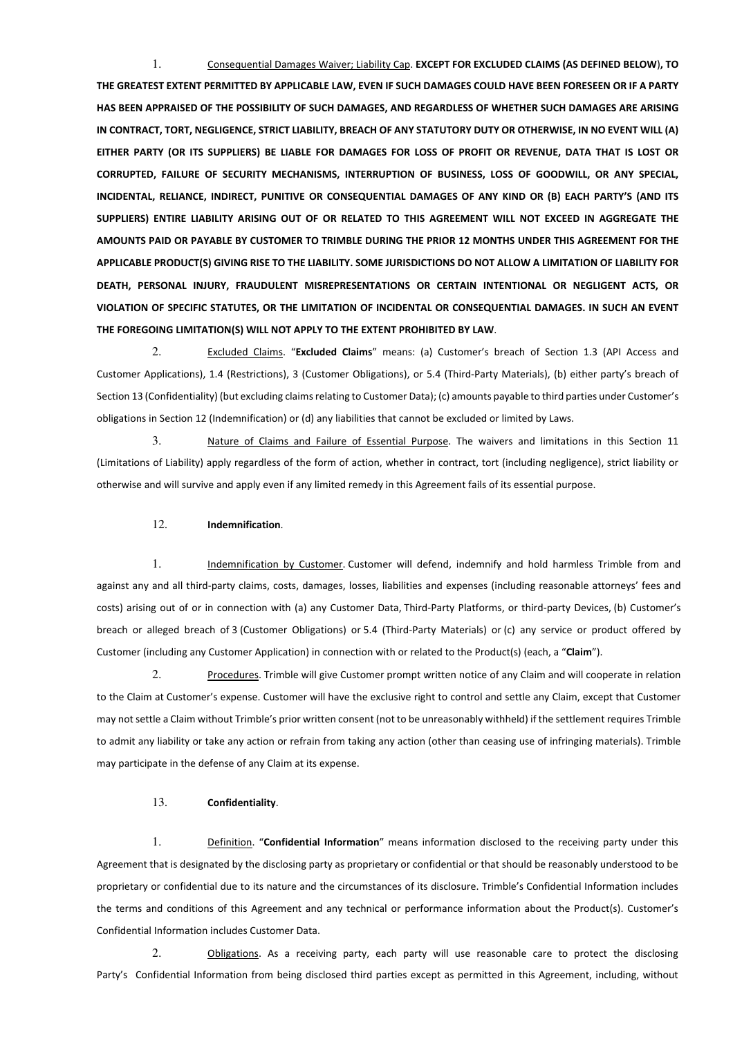1. Consequential Damages Waiver; Liability Cap. **EXCEPT FOR EXCLUDED CLAIMS (AS DEFINED BELOW), TO THE GREATEST EXTENT PERMITTED BY APPLICABLE LAW, EVEN IF SUCH DAMAGES COULD HAVE BEEN FORESEEN OR IF A PARTY HAS BEEN APPRAISED OF THE POSSIBILITY OF SUCH DAMAGES, AND REGARDLESS OF WHETHER SUCH DAMAGES ARE ARISING IN CONTRACT, TORT, NEGLIGENCE, STRICT LIABILITY, BREACH OF ANY STATUTORY DUTY OR OTHERWISE, IN NO EVENT WILL (A) EITHER PARTY (OR ITS SUPPLIERS) BE LIABLE FOR DAMAGES FOR LOSS OF PROFIT OR REVENUE, DATA THAT IS LOST OR CORRUPTED, FAILURE OF SECURITY MECHANISMS, INTERRUPTION OF BUSINESS, LOSS OF GOODWILL, OR ANY SPECIAL, INCIDENTAL, RELIANCE, INDIRECT, PUNITIVE OR CONSEQUENTIAL DAMAGES OF ANY KIND OR (B) EACH PARTY'S (AND ITS SUPPLIERS) ENTIRE LIABILITY ARISING OUT OF OR RELATED TO THIS AGREEMENT WILL NOT EXCEED IN AGGREGATE THE AMOUNTS PAID OR PAYABLE BY CUSTOMER TO TRIMBLE DURING THE PRIOR 12 MONTHS UNDER THIS AGREEMENT FOR THE APPLICABLE PRODUCT(S) GIVING RISE TO THE LIABILITY. SOME JURISDICTIONS DO NOT ALLOW A LIMITATION OF LIABILITY FOR DEATH, PERSONAL INJURY, FRAUDULENT MISREPRESENTATIONS OR CERTAIN INTENTIONAL OR NEGLIGENT ACTS, OR VIOLATION OF SPECIFIC STATUTES, OR THE LIMITATION OF INCIDENTAL OR CONSEQUENTIAL DAMAGES. IN SUCH AN EVENT THE FOREGOING LIMITATION(S) WILL NOT APPLY TO THE EXTENT PROHIBITED BY LAW**.

2. Excluded Claims. "**Excluded Claims**" means: (a) Customer's breach of Section 1.3 (API Access and Customer Applications), 1.4 (Restrictions), 3 (Customer Obligations), or 5.4 (Third-Party Materials), (b) either party's breach of Section 13 (Confidentiality) (but excluding claims relating to Customer Data); (c) amounts payable to third parties under Customer's obligations in Section 12 (Indemnification) or (d) any liabilities that cannot be excluded or limited by Laws.

3. Nature of Claims and Failure of Essential Purpose. The waivers and limitations in this Section 11 (Limitations of Liability) apply regardless of the form of action, whether in contract, tort (including negligence), strict liability or otherwise and will survive and apply even if any limited remedy in this Agreement fails of its essential purpose.

## 12. **Indemnification**.

1. Indemnification by Customer. Customer will defend, indemnify and hold harmless Trimble from and against any and all third-party claims, costs, damages, losses, liabilities and expenses (including reasonable attorneys' fees and costs) arising out of or in connection with (a) any Customer Data, Third-Party Platforms, or third-party Devices, (b) Customer's breach or alleged breach of 3 (Customer Obligations) or 5.4 (Third-Party Materials) or (c) any service or product offered by Customer (including any Customer Application) in connection with or related to the Product(s) (each, a "**Claim**").

2. Procedures. Trimble will give Customer prompt written notice of any Claim and will cooperate in relation to the Claim at Customer's expense. Customer will have the exclusive right to control and settle any Claim, except that Customer may not settle a Claim without Trimble's prior written consent (not to be unreasonably withheld) if the settlement requires Trimble to admit any liability or take any action or refrain from taking any action (other than ceasing use of infringing materials). Trimble may participate in the defense of any Claim at its expense.

## 13. **Confidentiality**.

1. Definition. "**Confidential Information**" means information disclosed to the receiving party under this Agreement that is designated by the disclosing party as proprietary or confidential or that should be reasonably understood to be proprietary or confidential due to its nature and the circumstances of its disclosure. Trimble's Confidential Information includes the terms and conditions of this Agreement and any technical or performance information about the Product(s). Customer's Confidential Information includes Customer Data.

2. Obligations. As a receiving party, each party will use reasonable care to protect the disclosing Party's Confidential Information from being disclosed third parties except as permitted in this Agreement, including, without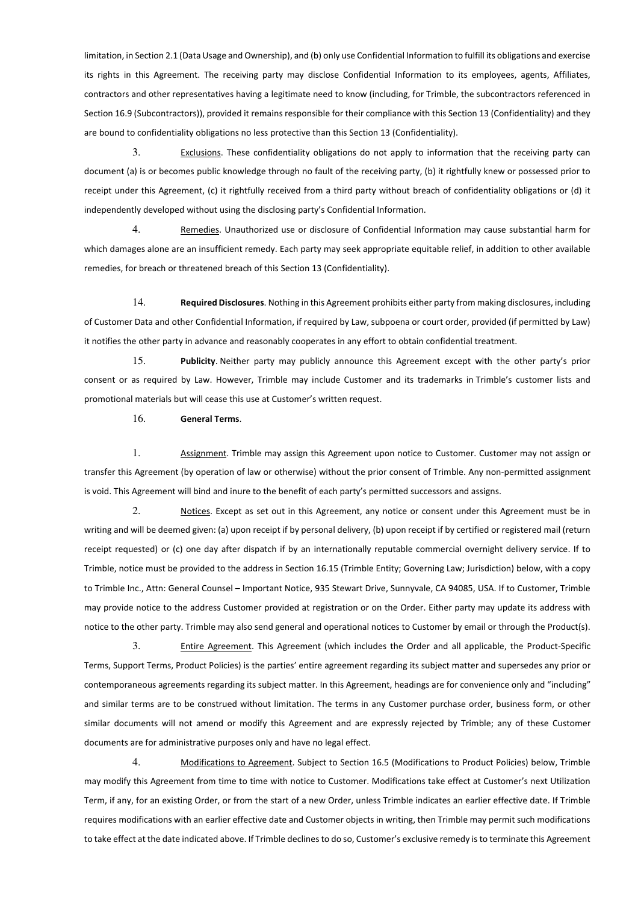limitation, in Section 2.1 (Data Usage and Ownership), and (b) only use Confidential Information to fulfill its obligations and exercise its rights in this Agreement. The receiving party may disclose Confidential Information to its employees, agents, Affiliates, contractors and other representatives having a legitimate need to know (including, for Trimble, the subcontractors referenced in Section 16.9 (Subcontractors)), provided it remains responsible for their compliance with this Section 13 (Confidentiality) and they are bound to confidentiality obligations no less protective than this Section 13 (Confidentiality).

3. Exclusions. These confidentiality obligations do not apply to information that the receiving party can document (a) is or becomes public knowledge through no fault of the receiving party, (b) it rightfully knew or possessed prior to receipt under this Agreement, (c) it rightfully received from a third party without breach of confidentiality obligations or (d) it independently developed without using the disclosing party's Confidential Information.

4. Remedies. Unauthorized use or disclosure of Confidential Information may cause substantial harm for which damages alone are an insufficient remedy. Each party may seek appropriate equitable relief, in addition to other available remedies, for breach or threatened breach of this Section 13 (Confidentiality).

14. **Required Disclosures**. Nothing in this Agreement prohibits either party from making disclosures, including of Customer Data and other Confidential Information, if required by Law, subpoena or court order, provided (if permitted by Law) it notifies the other party in advance and reasonably cooperates in any effort to obtain confidential treatment.

15. **Publicity**. Neither party may publicly announce this Agreement except with the other party's prior consent or as required by Law. However, Trimble may include Customer and its trademarks in Trimble's customer lists and promotional materials but will cease this use at Customer's written request.

16. **General Terms**.

1. Assignment. Trimble may assign this Agreement upon notice to Customer. Customer may not assign or transfer this Agreement (by operation of law or otherwise) without the prior consent of Trimble. Any non-permitted assignment is void. This Agreement will bind and inure to the benefit of each party's permitted successors and assigns.

2. Notices. Except as set out in this Agreement, any notice or consent under this Agreement must be in writing and will be deemed given: (a) upon receipt if by personal delivery, (b) upon receipt if by certified or registered mail (return receipt requested) or (c) one day after dispatch if by an internationally reputable commercial overnight delivery service. If to Trimble, notice must be provided to the address in Section 16.15 (Trimble Entity; Governing Law; Jurisdiction) below, with a copy to Trimble Inc., Attn: General Counsel – Important Notice, 935 Stewart Drive, Sunnyvale, CA 94085, USA. If to Customer, Trimble may provide notice to the address Customer provided at registration or on the Order. Either party may update its address with notice to the other party. Trimble may also send general and operational notices to Customer by email or through the Product(s).

3. Entire Agreement. This Agreement (which includes the Order and all applicable, the Product-Specific Terms, Support Terms, Product Policies) is the parties' entire agreement regarding its subject matter and supersedes any prior or contemporaneous agreements regarding its subject matter. In this Agreement, headings are for convenience only and "including" and similar terms are to be construed without limitation. The terms in any Customer purchase order, business form, or other similar documents will not amend or modify this Agreement and are expressly rejected by Trimble; any of these Customer documents are for administrative purposes only and have no legal effect.

4. Modifications to Agreement. Subject to Section 16.5 (Modifications to Product Policies) below, Trimble may modify this Agreement from time to time with notice to Customer. Modifications take effect at Customer's next Utilization Term, if any, for an existing Order, or from the start of a new Order, unless Trimble indicates an earlier effective date. If Trimble requires modifications with an earlier effective date and Customer objects in writing, then Trimble may permit such modifications to take effect at the date indicated above. If Trimble declines to do so, Customer's exclusive remedy is to terminate this Agreement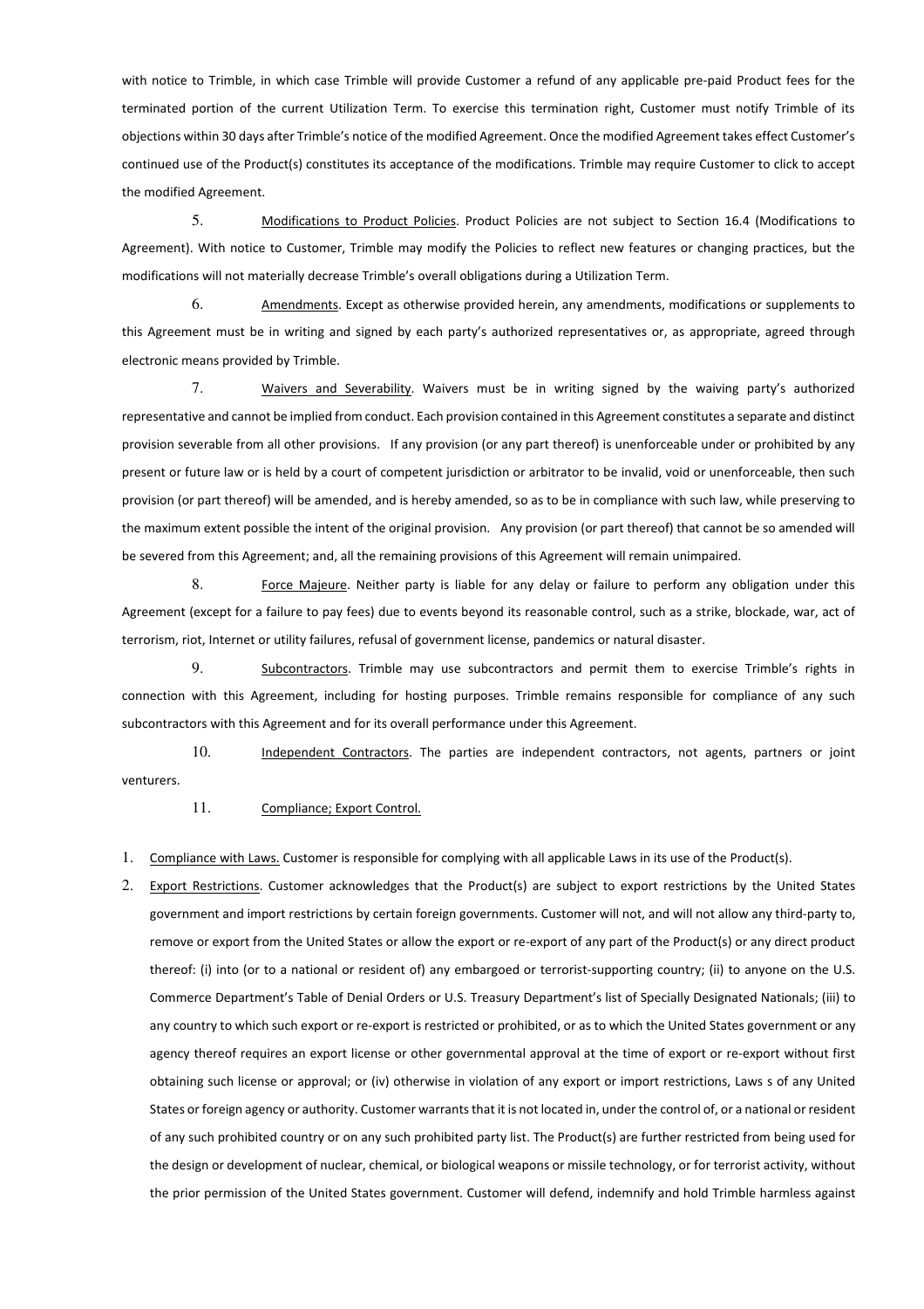with notice to Trimble, in which case Trimble will provide Customer a refund of any applicable pre-paid Product fees for the terminated portion of the current Utilization Term. To exercise this termination right, Customer must notify Trimble of its objections within 30 days after Trimble's notice of the modified Agreement. Once the modified Agreement takes effect Customer's continued use of the Product(s) constitutes its acceptance of the modifications. Trimble may require Customer to click to accept the modified Agreement.

5. Modifications to Product Policies. Product Policies are not subject to Section 16.4 (Modifications to Agreement). With notice to Customer, Trimble may modify the Policies to reflect new features or changing practices, but the modifications will not materially decrease Trimble's overall obligations during a Utilization Term.

6. Amendments. Except as otherwise provided herein, any amendments, modifications or supplements to this Agreement must be in writing and signed by each party's authorized representatives or, as appropriate, agreed through electronic means provided by Trimble.

7. Waivers and Severability. Waivers must be in writing signed by the waiving party's authorized representative and cannot be implied from conduct. Each provision contained in this Agreement constitutes a separate and distinct provision severable from all other provisions. If any provision (or any part thereof) is unenforceable under or prohibited by any present or future law or is held by a court of competent jurisdiction or arbitrator to be invalid, void or unenforceable, then such provision (or part thereof) will be amended, and is hereby amended, so as to be in compliance with such law, while preserving to the maximum extent possible the intent of the original provision. Any provision (or part thereof) that cannot be so amended will be severed from this Agreement; and, all the remaining provisions of this Agreement will remain unimpaired.

8. Force Majeure. Neither party is liable for any delay or failure to perform any obligation under this Agreement (except for a failure to pay fees) due to events beyond its reasonable control, such as a strike, blockade, war, act of terrorism, riot, Internet or utility failures, refusal of government license, pandemics or natural disaster.

9. Subcontractors. Trimble may use subcontractors and permit them to exercise Trimble's rights in connection with this Agreement, including for hosting purposes. Trimble remains responsible for compliance of any such subcontractors with this Agreement and for its overall performance under this Agreement.

10. Independent Contractors. The parties are independent contractors, not agents, partners or joint venturers.

11. Compliance; Export Control.

1. Compliance with Laws. Customer is responsible for complying with all applicable Laws in its use of the Product(s).
2. Export Restrictions. Customer acknowledges that the Product(s) are subject to export restrictions by the United States government and import restrictions by certain foreign governments. Customer will not, and will not allow any third-party to, remove or export from the United States or allow the export or re-export of any part of the Product(s) or any direct product thereof: (i) into (or to a national or resident of) any embargoed or terrorist-supporting country; (ii) to anyone on the U.S. Commerce Department's Table of Denial Orders or U.S. Treasury Department's list of Specially Designated Nationals; (iii) to any country to which such export or re-export is restricted or prohibited, or as to which the United States government or any agency thereof requires an export license or other governmental approval at the time of export or re-export without first obtaining such license or approval; or (iv) otherwise in violation of any export or import restrictions, Laws s of any United States or foreign agency or authority. Customer warrants that it is not located in, under the control of, or a national or resident of any such prohibited country or on any such prohibited party list. The Product(s) are further restricted from being used for the design or development of nuclear, chemical, or biological weapons or missile technology, or for terrorist activity, without the prior permission of the United States government. Customer will defend, indemnify and hold Trimble harmless against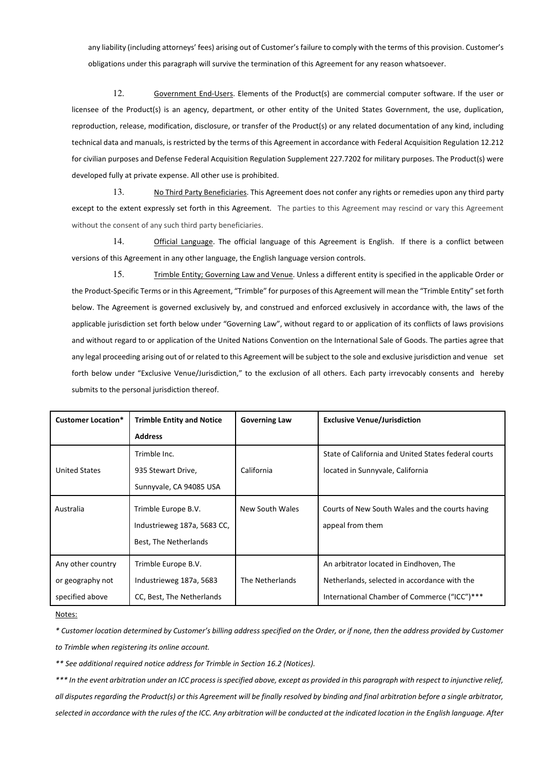any liability (including attorneys' fees) arising out of Customer's failure to comply with the terms of this provision. Customer's obligations under this paragraph will survive the termination of this Agreement for any reason whatsoever.

12. Government End-Users. Elements of the Product(s) are commercial computer software. If the user or licensee of the Product(s) is an agency, department, or other entity of the United States Government, the use, duplication, reproduction, release, modification, disclosure, or transfer of the Product(s) or any related documentation of any kind, including technical data and manuals, is restricted by the terms of this Agreement in accordance with Federal Acquisition Regulation 12.212 for civilian purposes and Defense Federal Acquisition Regulation Supplement 227.7202 for military purposes. The Product(s) were developed fully at private expense. All other use is prohibited.

13. No Third Party Beneficiaries. This Agreement does not confer any rights or remedies upon any third party except to the extent expressly set forth in this Agreement. The parties to this Agreement may rescind or vary this Agreement without the consent of any such third party beneficiaries.

14. Official Language. The official language of this Agreement is English. If there is a conflict between versions of this Agreement in any other language, the English language version controls.

15. Trimble Entity; Governing Law and Venue. Unless a different entity is specified in the applicable Order or the Product-Specific Terms or in this Agreement, "Trimble" for purposes of this Agreement will mean the "Trimble Entity" set forth below. The Agreement is governed exclusively by, and construed and enforced exclusively in accordance with, the laws of the applicable jurisdiction set forth below under "Governing Law", without regard to or application of its conflicts of laws provisions and without regard to or application of the United Nations Convention on the International Sale of Goods. The parties agree that any legal proceeding arising out of or related to this Agreement will be subject to the sole and exclusive jurisdiction and venue set forth below under "Exclusive Venue/Jurisdiction," to the exclusion of all others. Each party irrevocably consents and hereby submits to the personal jurisdiction thereof.

| Customer Location* | Trimble Entity and Notice Address | Governing Law | Exclusive Venue/Jurisdiction |
|---|---|---|---|
| United States | Trimble Inc. 935 Stewart Drive, Sunnyvale, CA 94085 USA | California | State of California and United States federal courts located in Sunnyvale, California |
| Australia | Trimble Europe B.V. Industrieweg 187a, 5683 CC, Best, The Netherlands | New South Wales | Courts of New South Wales and the courts having appeal from them |
| Any other country or geography not specified above | Trimble Europe B.V. Industrieweg 187a, 5683 CC, Best, The Netherlands | The Netherlands | An arbitrator located in Eindhoven, The Netherlands, selected in accordance with the International Chamber of Commerce ("ICC")*** |

Notes:

*\* Customer location determined by Customer's billing address specified on the Order, or if none, then the address provided by Customer to Trimble when registering its online account.*

*\*\* See additional required notice address for Trimble in Section 16.2 (Notices).*

*\*\*\* In the event arbitration under an ICC process is specified above, except as provided in this paragraph with respect to injunctive relief, all disputes regarding the Product(s) or this Agreement will be finally resolved by binding and final arbitration before a single arbitrator, selected in accordance with the rules of the ICC. Any arbitration will be conducted at the indicated location in the English language. After*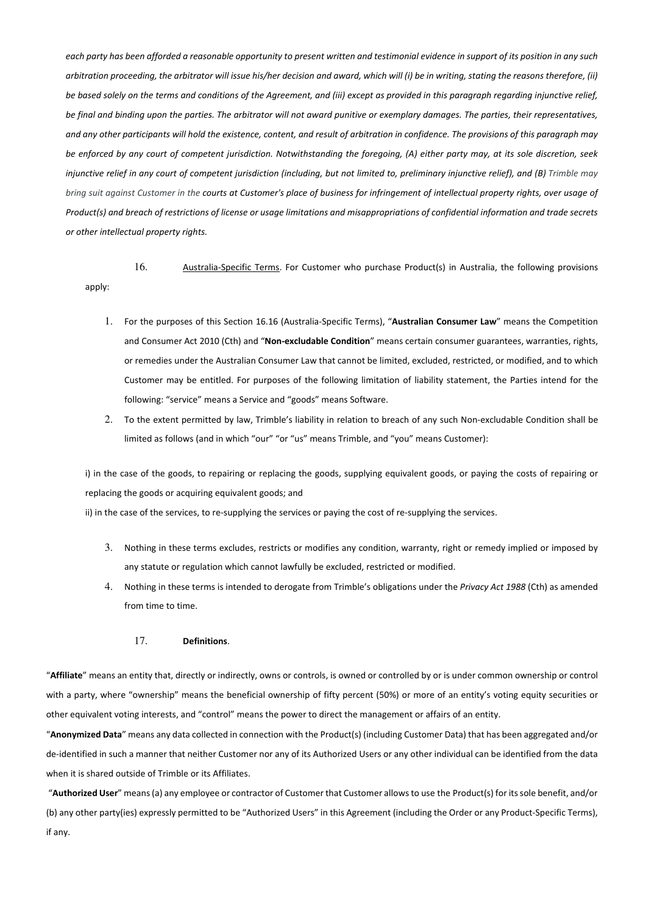*each party has been afforded a reasonable opportunity to present written and testimonial evidence in support of its position in any such arbitration proceeding, the arbitrator will issue his/her decision and award, which will (i) be in writing, stating the reasons therefore, (ii) be based solely on the terms and conditions of the Agreement, and (iii) except as provided in this paragraph regarding injunctive relief, be final and binding upon the parties. The arbitrator will not award punitive or exemplary damages. The parties, their representatives, and any other participants will hold the existence, content, and result of arbitration in confidence. The provisions of this paragraph may be enforced by any court of competent jurisdiction. Notwithstanding the foregoing, (A) either party may, at its sole discretion, seek injunctive relief in any court of competent jurisdiction (including, but not limited to, preliminary injunctive relief), and (B) Trimble may bring suit against Customer in the courts at Customer's place of business for infringement of intellectual property rights, over usage of Product(s) and breach of restrictions of license or usage limitations and misappropriations of confidential information and trade secrets or other intellectual property rights.*

16. Australia-Specific Terms. For Customer who purchase Product(s) in Australia, the following provisions apply:

1. For the purposes of this Section 16.16 (Australia-Specific Terms), "**Australian Consumer Law**" means the Competition and Consumer Act 2010 (Cth) and "**Non-excludable Condition**" means certain consumer guarantees, warranties, rights, or remedies under the Australian Consumer Law that cannot be limited, excluded, restricted, or modified, and to which Customer may be entitled. For purposes of the following limitation of liability statement, the Parties intend for the following: "service" means a Service and "goods" means Software.
2. To the extent permitted by law, Trimble's liability in relation to breach of any such Non-excludable Condition shall be limited as follows (and in which "our" "or "us" means Trimble, and "you" means Customer):

i) in the case of the goods, to repairing or replacing the goods, supplying equivalent goods, or paying the costs of repairing or replacing the goods or acquiring equivalent goods; and

ii) in the case of the services, to re-supplying the services or paying the cost of re-supplying the services.

3. Nothing in these terms excludes, restricts or modifies any condition, warranty, right or remedy implied or imposed by any statute or regulation which cannot lawfully be excluded, restricted or modified.
4. Nothing in these terms is intended to derogate from Trimble's obligations under the *Privacy Act 1988* (Cth) as amended from time to time.

17. **Definitions**.

"**Affiliate**" means an entity that, directly or indirectly, owns or controls, is owned or controlled by or is under common ownership or control with a party, where "ownership" means the beneficial ownership of fifty percent (50%) or more of an entity's voting equity securities or other equivalent voting interests, and "control" means the power to direct the management or affairs of an entity.

"**Anonymized Data**" means any data collected in connection with the Product(s) (including Customer Data) that has been aggregated and/or de-identified in such a manner that neither Customer nor any of its Authorized Users or any other individual can be identified from the data when it is shared outside of Trimble or its Affiliates.

"**Authorized User**" means (a) any employee or contractor of Customer that Customer allows to use the Product(s) for its sole benefit, and/or (b) any other party(ies) expressly permitted to be "Authorized Users" in this Agreement (including the Order or any Product-Specific Terms), if any.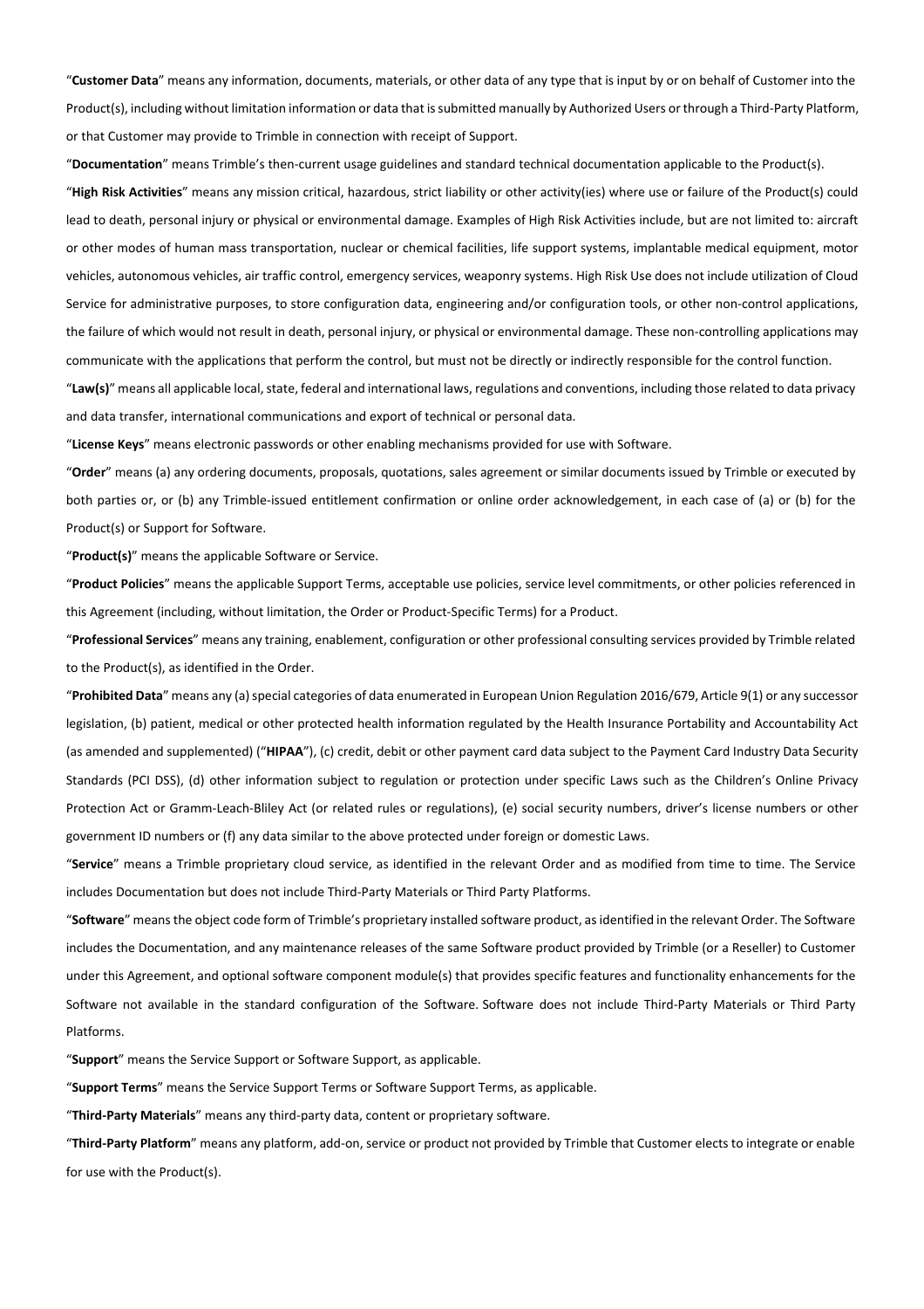"**Customer Data**" means any information, documents, materials, or other data of any type that is input by or on behalf of Customer into the Product(s), including without limitation information or data that is submitted manually by Authorized Users or through a Third-Party Platform, or that Customer may provide to Trimble in connection with receipt of Support.

"**Documentation**" means Trimble's then-current usage guidelines and standard technical documentation applicable to the Product(s).

"**High Risk Activities**" means any mission critical, hazardous, strict liability or other activity(ies) where use or failure of the Product(s) could lead to death, personal injury or physical or environmental damage. Examples of High Risk Activities include, but are not limited to: aircraft or other modes of human mass transportation, nuclear or chemical facilities, life support systems, implantable medical equipment, motor vehicles, autonomous vehicles, air traffic control, emergency services, weaponry systems. High Risk Use does not include utilization of Cloud Service for administrative purposes, to store configuration data, engineering and/or configuration tools, or other non-control applications, the failure of which would not result in death, personal injury, or physical or environmental damage. These non-controlling applications may communicate with the applications that perform the control, but must not be directly or indirectly responsible for the control function.

"**Law(s)**" means all applicable local, state, federal and international laws, regulations and conventions, including those related to data privacy and data transfer, international communications and export of technical or personal data.

"**License Keys**" means electronic passwords or other enabling mechanisms provided for use with Software.

"**Order**" means (a) any ordering documents, proposals, quotations, sales agreement or similar documents issued by Trimble or executed by both parties or, or (b) any Trimble-issued entitlement confirmation or online order acknowledgement, in each case of (a) or (b) for the Product(s) or Support for Software.

"**Product(s)**" means the applicable Software or Service.

"**Product Policies**" means the applicable Support Terms, acceptable use policies, service level commitments, or other policies referenced in this Agreement (including, without limitation, the Order or Product-Specific Terms) for a Product.

"**Professional Services**" means any training, enablement, configuration or other professional consulting services provided by Trimble related to the Product(s), as identified in the Order.

"**Prohibited Data**" means any (a) special categories of data enumerated in European Union Regulation 2016/679, Article 9(1) or any successor legislation, (b) patient, medical or other protected health information regulated by the Health Insurance Portability and Accountability Act (as amended and supplemented) ("**HIPAA**"), (c) credit, debit or other payment card data subject to the Payment Card Industry Data Security Standards (PCI DSS), (d) other information subject to regulation or protection under specific Laws such as the Children's Online Privacy Protection Act or Gramm-Leach-Bliley Act (or related rules or regulations), (e) social security numbers, driver's license numbers or other government ID numbers or (f) any data similar to the above protected under foreign or domestic Laws.

"**Service**" means a Trimble proprietary cloud service, as identified in the relevant Order and as modified from time to time. The Service includes Documentation but does not include Third-Party Materials or Third Party Platforms.

"**Software**" means the object code form of Trimble's proprietary installed software product, as identified in the relevant Order. The Software includes the Documentation, and any maintenance releases of the same Software product provided by Trimble (or a Reseller) to Customer under this Agreement, and optional software component module(s) that provides specific features and functionality enhancements for the Software not available in the standard configuration of the Software. Software does not include Third-Party Materials or Third Party Platforms.

"**Support**" means the Service Support or Software Support, as applicable.

"**Support Terms**" means the Service Support Terms or Software Support Terms, as applicable.

"**Third-Party Materials**" means any third-party data, content or proprietary software.

"**Third-Party Platform**" means any platform, add-on, service or product not provided by Trimble that Customer elects to integrate or enable for use with the Product(s).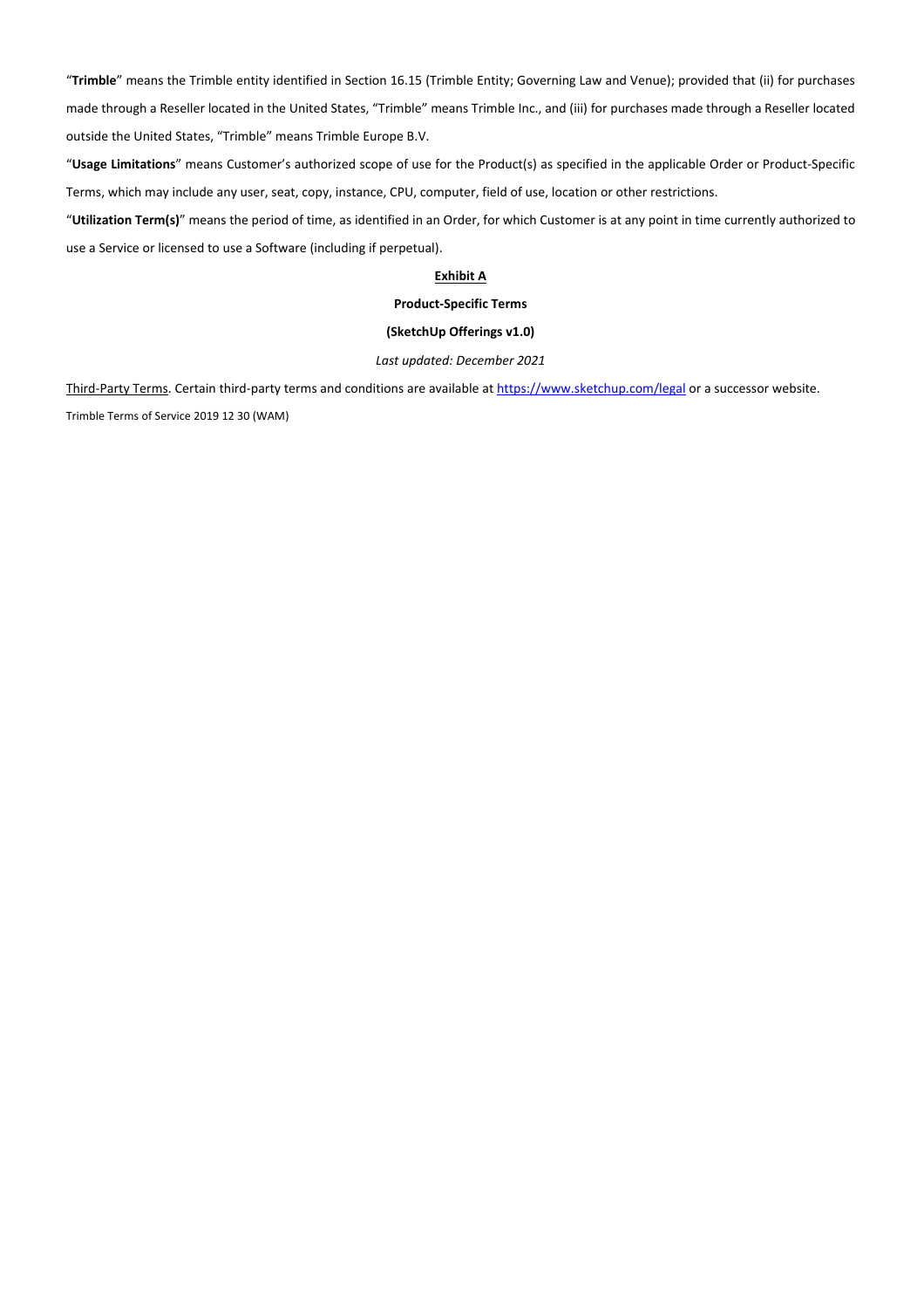"**Trimble**" means the Trimble entity identified in Section 16.15 (Trimble Entity; Governing Law and Venue); provided that (ii) for purchases made through a Reseller located in the United States, "Trimble" means Trimble Inc., and (iii) for purchases made through a Reseller located outside the United States, "Trimble" means Trimble Europe B.V.

"**Usage Limitations**" means Customer's authorized scope of use for the Product(s) as specified in the applicable Order or Product-Specific Terms, which may include any user, seat, copy, instance, CPU, computer, field of use, location or other restrictions.

"**Utilization Term(s)**" means the period of time, as identified in an Order, for which Customer is at any point in time currently authorized to use a Service or licensed to use a Software (including if perpetual).

**Exhibit A**

**Product-Specific Terms**

**(SketchUp Offerings v1.0)**

*Last updated: December 2021*

Third-Party Terms. Certain third-party terms and conditions are available at https://www.sketchup.com/legal or a successor website.

Trimble Terms of Service 2019 12 30 (WAM)